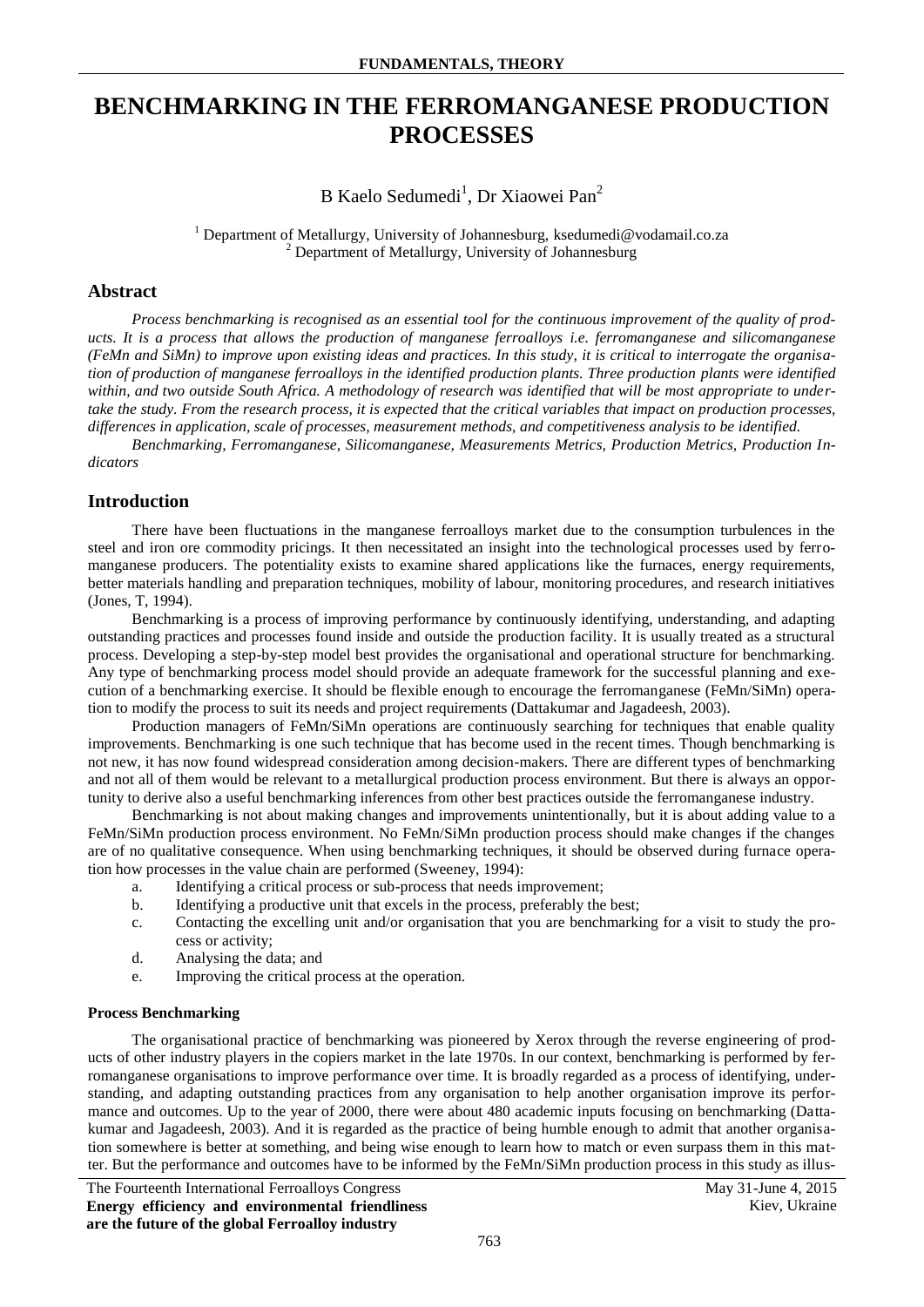# BENCHMARKING IN THE FERROMANGANESE PRODUCTION PROCESSES

B Kaelo Sedumedi[1], Dr Xiaowei Pan[2]

[1] Department of Metallurgy, University of Johannesburg, ksedumedi@vodamail.co.za
[2] Department of Metallurgy, University of Johannesburg

## Abstract

*Process benchmarking is recognised as an essential tool for the continuous improvement of the quality of products. It is a process that allows the production of manganese ferroalloys i.e. ferromanganese and silicomanganese (FeMn and SiMn) to improve upon existing ideas and practices. In this study, it is critical to interrogate the organisation of production of manganese ferroalloys in the identified production plants. Three production plants were identified within, and two outside South Africa. A methodology of research was identified that will be most appropriate to undertake the study. From the research process, it is expected that the critical variables that impact on production processes, differences in application, scale of processes, measurement methods, and competitiveness analysis to be identified.*

*Benchmarking, Ferromanganese, Silicomanganese, Measurements Metrics, Production Metrics, Production Indicators*

## Introduction

There have been fluctuations in the manganese ferroalloys market due to the consumption turbulences in the steel and iron ore commodity pricings. It then necessitated an insight into the technological processes used by ferromanganese producers. The potentiality exists to examine shared applications like the furnaces, energy requirements, better materials handling and preparation techniques, mobility of labour, monitoring procedures, and research initiatives (Jones, T, 1994).

Benchmarking is a process of improving performance by continuously identifying, understanding, and adapting outstanding practices and processes found inside and outside the production facility. It is usually treated as a structural process. Developing a step-by-step model best provides the organisational and operational structure for benchmarking. Any type of benchmarking process model should provide an adequate framework for the successful planning and execution of a benchmarking exercise. It should be flexible enough to encourage the ferromanganese (FeMn/SiMn) operation to modify the process to suit its needs and project requirements (Dattakumar and Jagadeesh, 2003).

Production managers of FeMn/SiMn operations are continuously searching for techniques that enable quality improvements. Benchmarking is one such technique that has become used in the recent times. Though benchmarking is not new, it has now found widespread consideration among decision-makers. There are different types of benchmarking and not all of them would be relevant to a metallurgical production process environment. But there is always an opportunity to derive also a useful benchmarking inferences from other best practices outside the ferromanganese industry.

Benchmarking is not about making changes and improvements unintentionally, but it is about adding value to a FeMn/SiMn production process environment. No FeMn/SiMn production process should make changes if the changes are of no qualitative consequence. When using benchmarking techniques, it should be observed during furnace operation how processes in the value chain are performed (Sweeney, 1994):

a. Identifying a critical process or sub-process that needs improvement;
b. Identifying a productive unit that excels in the process, preferably the best;
c. Contacting the excelling unit and/or organisation that you are benchmarking for a visit to study the process or activity;
d. Analysing the data; and
e. Improving the critical process at the operation.

### Process Benchmarking

The organisational practice of benchmarking was pioneered by Xerox through the reverse engineering of products of other industry players in the copiers market in the late 1970s. In our context, benchmarking is performed by ferromanganese organisations to improve performance over time. It is broadly regarded as a process of identifying, understanding, and adapting outstanding practices from any organisation to help another organisation improve its performance and outcomes. Up to the year of 2000, there were about 480 academic inputs focusing on benchmarking (Dattakumar and Jagadeesh, 2003). And it is regarded as the practice of being humble enough to admit that another organisation somewhere is better at something, and being wise enough to learn how to match or even surpass them in this matter. But the performance and outcomes have to be informed by the FeMn/SiMn production process in this study as illus-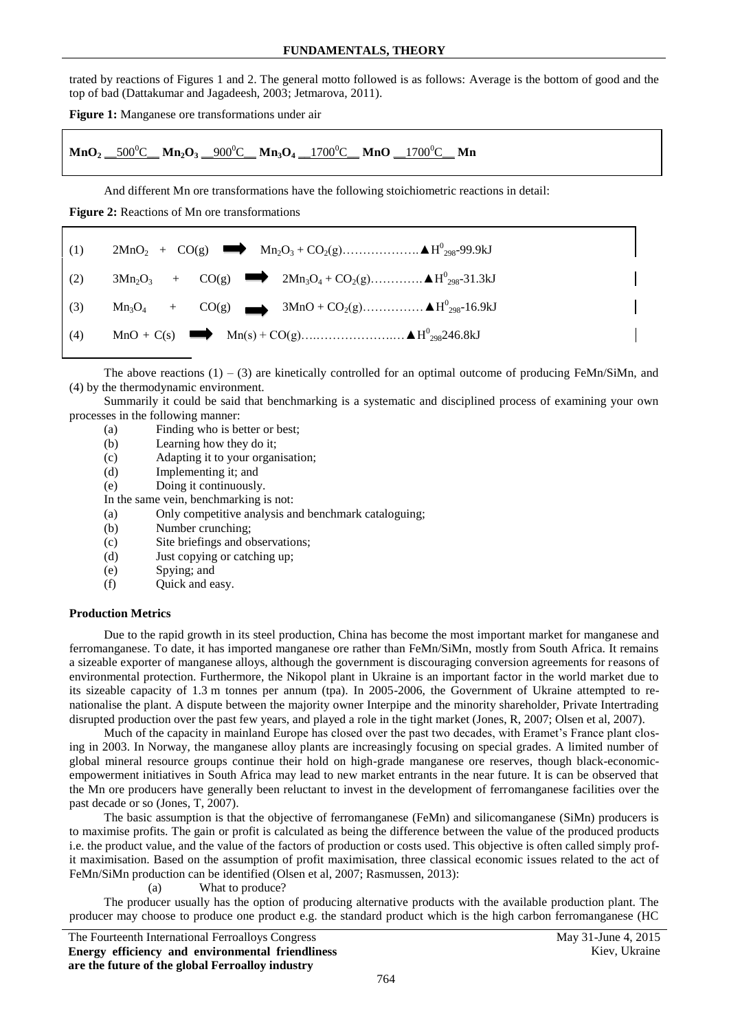trated by reactions of Figures 1 and 2. The general motto followed is as follows: Average is the bottom of good and the top of bad (Dattakumar and Jagadeesh, 2003; Jetmarova, 2011).

**Figure 1:** Manganese ore transformations under air

$$\mathbf{MnO_2} \;\_\_500^0C\_\_\; \mathbf{Mn_2O_3} \;\_\_900^0C\_\_\; \mathbf{Mn_3O_4} \;\_\_1700^0C\_\_\; \mathbf{MnO} \;\_\_1700^0C\_\_\; \mathbf{Mn}$$

And different Mn ore transformations have the following stoichiometric reactions in detail:

**Figure 2:** Reactions of Mn ore transformations

(1) $2MnO_2 + CO(g) \rightarrow Mn_2O_3 + CO_2(g)$………………. $\blacktriangle H^0_{298}$-99.9kJ

(2) $3Mn_2O_3 + CO(g) \rightarrow 2Mn_3O_4 + CO_2(g)$…………. $\blacktriangle H^0_{298}$-31.3kJ

(3) $Mn_3O_4 + CO(g) \rightarrow 3MnO + CO_2(g)$…………… $\blacktriangle H^0_{298}$-16.9kJ

(4) $MnO + C(s) \rightarrow Mn(s) + CO(g)$…………………… $\blacktriangle H^0_{298}$246.8kJ

The above reactions (1) – (3) are kinetically controlled for an optimal outcome of producing FeMn/SiMn, and (4) by the thermodynamic environment.

Summarily it could be said that benchmarking is a systematic and disciplined process of examining your own processes in the following manner:

- (a) Finding who is better or best;
- (b) Learning how they do it;
- (c) Adapting it to your organisation;
- (d) Implementing it; and
- (e) Doing it continuously.

In the same vein, benchmarking is not:

- (a) Only competitive analysis and benchmark cataloguing;
- (b) Number crunching;
- (c) Site briefings and observations;
- (d) Just copying or catching up;
- (e) Spying; and
- (f) Quick and easy.

**Production Metrics**

Due to the rapid growth in its steel production, China has become the most important market for manganese and ferromanganese. To date, it has imported manganese ore rather than FeMn/SiMn, mostly from South Africa. It remains a sizeable exporter of manganese alloys, although the government is discouraging conversion agreements for reasons of environmental protection. Furthermore, the Nikopol plant in Ukraine is an important factor in the world market due to its sizeable capacity of 1.3 m tonnes per annum (tpa). In 2005-2006, the Government of Ukraine attempted to re-nationalise the plant. A dispute between the majority owner Interpipe and the minority shareholder, Private Intertrading disrupted production over the past few years, and played a role in the tight market (Jones, R, 2007; Olsen et al, 2007).

Much of the capacity in mainland Europe has closed over the past two decades, with Eramet's France plant closing in 2003. In Norway, the manganese alloy plants are increasingly focusing on special grades. A limited number of global mineral resource groups continue their hold on high-grade manganese ore reserves, though black-economic-empowerment initiatives in South Africa may lead to new market entrants in the near future. It is can be observed that the Mn ore producers have generally been reluctant to invest in the development of ferromanganese facilities over the past decade or so (Jones, T, 2007).

The basic assumption is that the objective of ferromanganese (FeMn) and silicomanganese (SiMn) producers is to maximise profits. The gain or profit is calculated as being the difference between the value of the produced products i.e. the product value, and the value of the factors of production or costs used. This objective is often called simply profit maximisation. Based on the assumption of profit maximisation, three classical economic issues related to the act of FeMn/SiMn production can be identified (Olsen et al, 2007; Rasmussen, 2013):

(a) What to produce?

The producer usually has the option of producing alternative products with the available production plant. The producer may choose to produce one product e.g. the standard product which is the high carbon ferromanganese (HC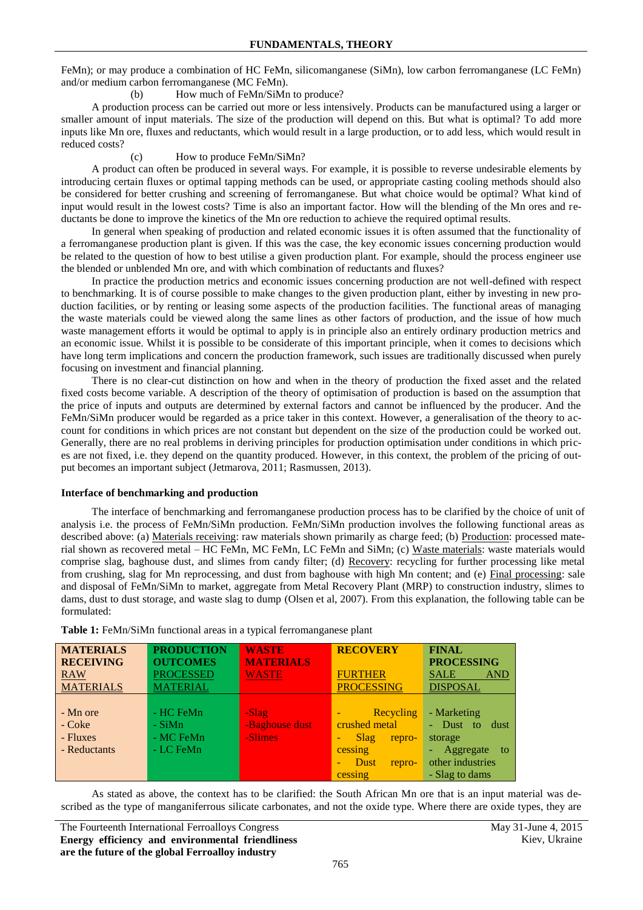FeMn); or may produce a combination of HC FeMn, silicomanganese (SiMn), low carbon ferromanganese (LC FeMn) and/or medium carbon ferromanganese (MC FeMn).

(b) How much of FeMn/SiMn to produce?

A production process can be carried out more or less intensively. Products can be manufactured using a larger or smaller amount of input materials. The size of the production will depend on this. But what is optimal? To add more inputs like Mn ore, fluxes and reductants, which would result in a large production, or to add less, which would result in reduced costs?

(c) How to produce FeMn/SiMn?

A product can often be produced in several ways. For example, it is possible to reverse undesirable elements by introducing certain fluxes or optimal tapping methods can be used, or appropriate casting cooling methods should also be considered for better crushing and screening of ferromanganese. But what choice would be optimal? What kind of input would result in the lowest costs? Time is also an important factor. How will the blending of the Mn ores and reductants be done to improve the kinetics of the Mn ore reduction to achieve the required optimal results.

In general when speaking of production and related economic issues it is often assumed that the functionality of a ferromanganese production plant is given. If this was the case, the key economic issues concerning production would be related to the question of how to best utilise a given production plant. For example, should the process engineer use the blended or unblended Mn ore, and with which combination of reductants and fluxes?

In practice the production metrics and economic issues concerning production are not well-defined with respect to benchmarking. It is of course possible to make changes to the given production plant, either by investing in new production facilities, or by renting or leasing some aspects of the production facilities. The functional areas of managing the waste materials could be viewed along the same lines as other factors of production, and the issue of how much waste management efforts it would be optimal to apply is in principle also an entirely ordinary production metrics and an economic issue. Whilst it is possible to be considerate of this important principle, when it comes to decisions which have long term implications and concern the production framework, such issues are traditionally discussed when purely focusing on investment and financial planning.

There is no clear-cut distinction on how and when in the theory of production the fixed asset and the related fixed costs become variable. A description of the theory of optimisation of production is based on the assumption that the price of inputs and outputs are determined by external factors and cannot be influenced by the producer. And the FeMn/SiMn producer would be regarded as a price taker in this context. However, a generalisation of the theory to account for conditions in which prices are not constant but dependent on the size of the production could be worked out. Generally, there are no real problems in deriving principles for production optimisation under conditions in which prices are not fixed, i.e. they depend on the quantity produced. However, in this context, the problem of the pricing of output becomes an important subject (Jetmarova, 2011; Rasmussen, 2013).

**Interface of benchmarking and production**

The interface of benchmarking and ferromanganese production process has to be clarified by the choice of unit of analysis i.e. the process of FeMn/SiMn production. FeMn/SiMn production involves the following functional areas as described above: (a) Materials receiving: raw materials shown primarily as charge feed; (b) Production: processed material shown as recovered metal – HC FeMn, MC FeMn, LC FeMn and SiMn; (c) Waste materials: waste materials would comprise slag, baghouse dust, and slimes from candy filter; (d) Recovery: recycling for further processing like metal from crushing, slag for Mn reprocessing, and dust from baghouse with high Mn content; and (e) Final processing: sale and disposal of FeMn/SiMn to market, aggregate from Metal Recovery Plant (MRP) to construction industry, slimes to dams, dust to dust storage, and waste slag to dump (Olsen et al, 2007). From this explanation, the following table can be formulated:

**Table 1:** FeMn/SiMn functional areas in a typical ferromanganese plant

| MATERIALS RECEIVING<br>RAW MATERIALS | PRODUCTION OUTCOMES<br>PROCESSED MATERIAL | WASTE MATERIALS<br>WASTE | RECOVERY<br>FURTHER PROCESSING | FINAL PROCESSING<br>SALE AND DISPOSAL |
|---|---|---|---|---|
| - Mn ore<br>- Coke<br>- Fluxes<br>- Reductants | - HC FeMn<br>- SiMn<br>- MC FeMn<br>- LC FeMn | -Slag<br>-Baghouse dust<br>-Slimes | - Recycling crushed metal<br>- Slag reprocessing<br>- Dust reprocessing | - Marketing<br>- Dust to dust storage<br>- Aggregate to other industries<br>- Slag to dams |

As stated as above, the context has to be clarified: the South African Mn ore that is an input material was described as the type of manganiferrous silicate carbonates, and not the oxide type. Where there are oxide types, they are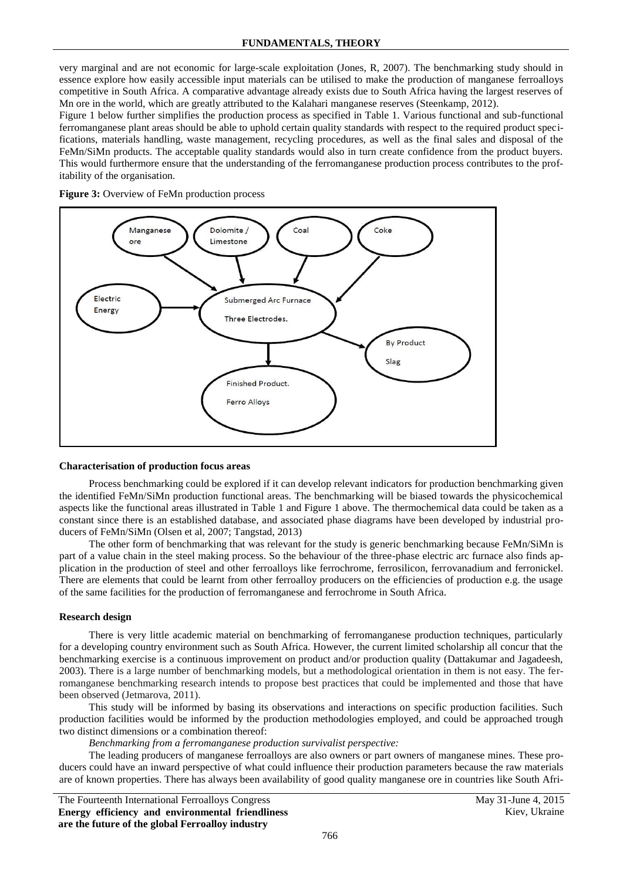very marginal and are not economic for large-scale exploitation (Jones, R, 2007). The benchmarking study should in essence explore how easily accessible input materials can be utilised to make the production of manganese ferroalloys competitive in South Africa. A comparative advantage already exists due to South Africa having the largest reserves of Mn ore in the world, which are greatly attributed to the Kalahari manganese reserves (Steenkamp, 2012).

Figure 1 below further simplifies the production process as specified in Table 1. Various functional and sub-functional ferromanganese plant areas should be able to uphold certain quality standards with respect to the required product specifications, materials handling, waste management, recycling procedures, as well as the final sales and disposal of the FeMn/SiMn products. The acceptable quality standards would also in turn create confidence from the product buyers. This would furthermore ensure that the understanding of the ferromanganese production process contributes to the profitability of the organisation.

**Figure 3:** Overview of FeMn production process

### Characterisation of production focus areas

Process benchmarking could be explored if it can develop relevant indicators for production benchmarking given the identified FeMn/SiMn production functional areas. The benchmarking will be biased towards the physicochemical aspects like the functional areas illustrated in Table 1 and Figure 1 above. The thermochemical data could be taken as a constant since there is an established database, and associated phase diagrams have been developed by industrial producers of FeMn/SiMn (Olsen et al, 2007; Tangstad, 2013)

The other form of benchmarking that was relevant for the study is generic benchmarking because FeMn/SiMn is part of a value chain in the steel making process. So the behaviour of the three-phase electric arc furnace also finds application in the production of steel and other ferroalloys like ferrochrome, ferrosilicon, ferrovanadium and ferronickel. There are elements that could be learnt from other ferroalloy producers on the efficiencies of production e.g. the usage of the same facilities for the production of ferromanganese and ferrochrome in South Africa.

### Research design

There is very little academic material on benchmarking of ferromanganese production techniques, particularly for a developing country environment such as South Africa. However, the current limited scholarship all concur that the benchmarking exercise is a continuous improvement on product and/or production quality (Dattakumar and Jagadeesh, 2003). There is a large number of benchmarking models, but a methodological orientation in them is not easy. The ferromanganese benchmarking research intends to propose best practices that could be implemented and those that have been observed (Jetmarova, 2011).

This study will be informed by basing its observations and interactions on specific production facilities. Such production facilities would be informed by the production methodologies employed, and could be approached trough two distinct dimensions or a combination thereof:

*Benchmarking from a ferromanganese production survivalist perspective:*

The leading producers of manganese ferroalloys are also owners or part owners of manganese mines. These producers could have an inward perspective of what could influence their production parameters because the raw materials are of known properties. There has always been availability of good quality manganese ore in countries like South Afri-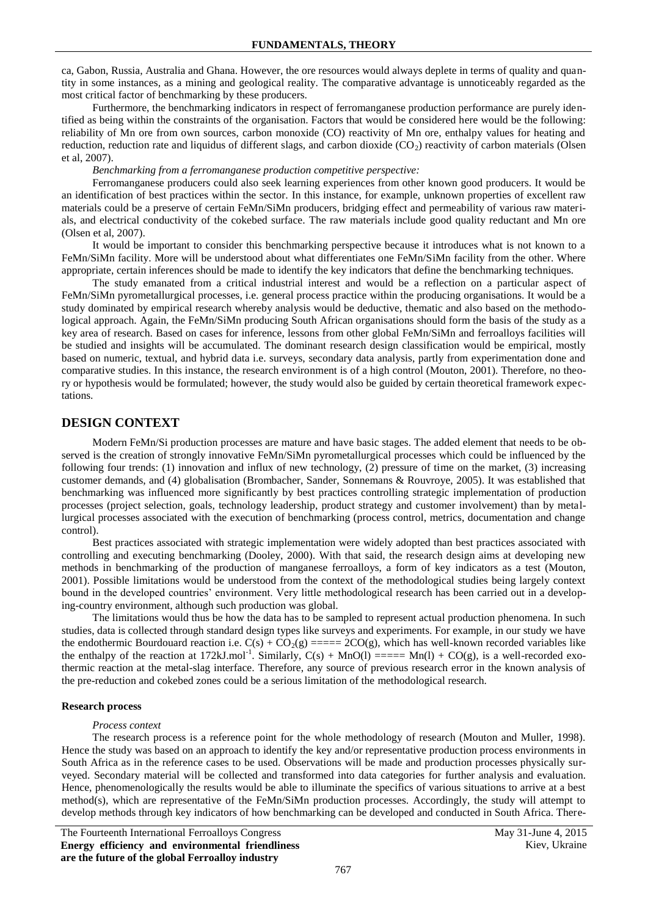ca, Gabon, Russia, Australia and Ghana. However, the ore resources would always deplete in terms of quality and quantity in some instances, as a mining and geological reality. The comparative advantage is unnoticeably regarded as the most critical factor of benchmarking by these producers.

Furthermore, the benchmarking indicators in respect of ferromanganese production performance are purely identified as being within the constraints of the organisation. Factors that would be considered here would be the following: reliability of Mn ore from own sources, carbon monoxide (CO) reactivity of Mn ore, enthalpy values for heating and reduction, reduction rate and liquidus of different slags, and carbon dioxide ($CO_2$) reactivity of carbon materials (Olsen et al, 2007).

*Benchmarking from a ferromanganese production competitive perspective:*

Ferromanganese producers could also seek learning experiences from other known good producers. It would be an identification of best practices within the sector. In this instance, for example, unknown properties of excellent raw materials could be a preserve of certain FeMn/SiMn producers, bridging effect and permeability of various raw materials, and electrical conductivity of the cokebed surface. The raw materials include good quality reductant and Mn ore (Olsen et al, 2007).

It would be important to consider this benchmarking perspective because it introduces what is not known to a FeMn/SiMn facility. More will be understood about what differentiates one FeMn/SiMn facility from the other. Where appropriate, certain inferences should be made to identify the key indicators that define the benchmarking techniques.

The study emanated from a critical industrial interest and would be a reflection on a particular aspect of FeMn/SiMn pyrometallurgical processes, i.e. general process practice within the producing organisations. It would be a study dominated by empirical research whereby analysis would be deductive, thematic and also based on the methodological approach. Again, the FeMn/SiMn producing South African organisations should form the basis of the study as a key area of research. Based on cases for inference, lessons from other global FeMn/SiMn and ferroalloys facilities will be studied and insights will be accumulated. The dominant research design classification would be empirical, mostly based on numeric, textual, and hybrid data i.e. surveys, secondary data analysis, partly from experimentation done and comparative studies. In this instance, the research environment is of a high control (Mouton, 2001). Therefore, no theory or hypothesis would be formulated; however, the study would also be guided by certain theoretical framework expectations.

## DESIGN CONTEXT

Modern FeMn/Si production processes are mature and have basic stages. The added element that needs to be observed is the creation of strongly innovative FeMn/SiMn pyrometallurgical processes which could be influenced by the following four trends: (1) innovation and influx of new technology, (2) pressure of time on the market, (3) increasing customer demands, and (4) globalisation (Brombacher, Sander, Sonnemans & Rouvroye, 2005). It was established that benchmarking was influenced more significantly by best practices controlling strategic implementation of production processes (project selection, goals, technology leadership, product strategy and customer involvement) than by metallurgical processes associated with the execution of benchmarking (process control, metrics, documentation and change control).

Best practices associated with strategic implementation were widely adopted than best practices associated with controlling and executing benchmarking (Dooley, 2000). With that said, the research design aims at developing new methods in benchmarking of the production of manganese ferroalloys, a form of key indicators as a test (Mouton, 2001). Possible limitations would be understood from the context of the methodological studies being largely context bound in the developed countries' environment. Very little methodological research has been carried out in a developing-country environment, although such production was global.

The limitations would thus be how the data has to be sampled to represent actual production phenomena. In such studies, data is collected through standard design types like surveys and experiments. For example, in our study we have the endothermic Bourdouard reaction i.e. $C(s) + CO_2(g) ===== 2CO(g)$, which has well-known recorded variables like the enthalpy of the reaction at $172 kJ.mol^{-1}$. Similarly, $C(s) + MnO(l) ===== Mn(l) + CO(g)$, is a well-recorded exothermic reaction at the metal-slag interface. Therefore, any source of previous research error in the known analysis of the pre-reduction and cokebed zones could be a serious limitation of the methodological research.

### Research process

*Process context*

The research process is a reference point for the whole methodology of research (Mouton and Muller, 1998). Hence the study was based on an approach to identify the key and/or representative production process environments in South Africa as in the reference cases to be used. Observations will be made and production processes physically surveyed. Secondary material will be collected and transformed into data categories for further analysis and evaluation. Hence, phenomenologically the results would be able to illuminate the specifics of various situations to arrive at a best method(s), which are representative of the FeMn/SiMn production processes. Accordingly, the study will attempt to develop methods through key indicators of how benchmarking can be developed and conducted in South Africa. There-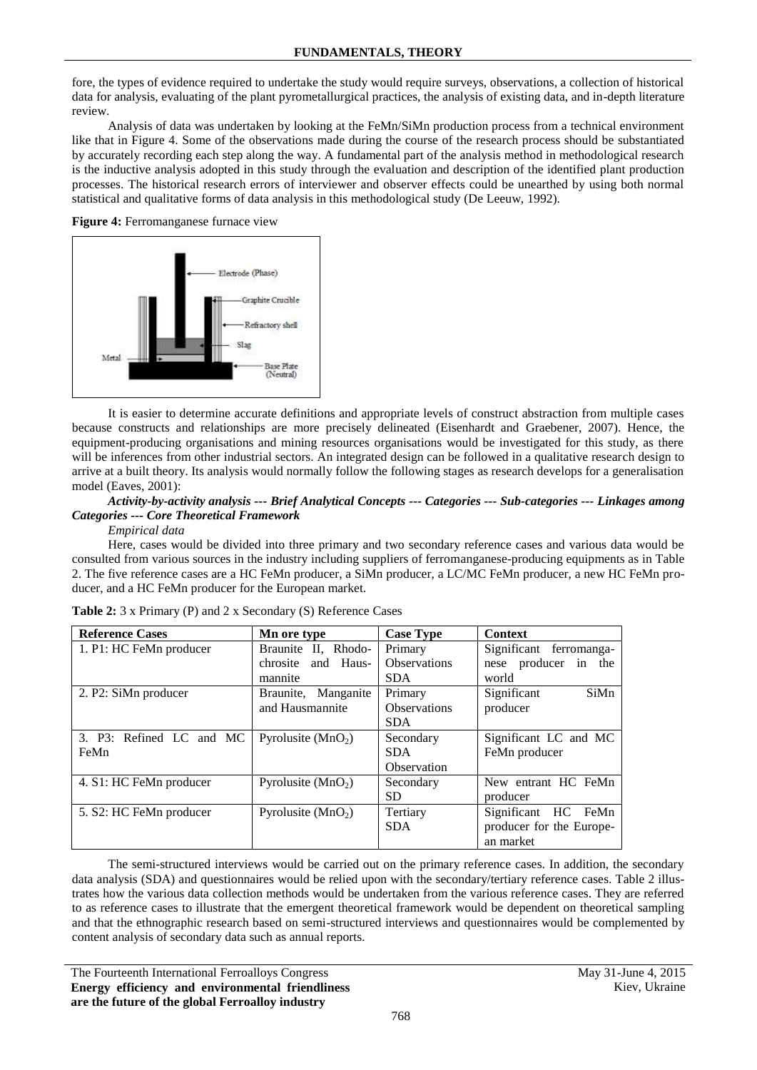fore, the types of evidence required to undertake the study would require surveys, observations, a collection of historical data for analysis, evaluating of the plant pyrometallurgical practices, the analysis of existing data, and in-depth literature review.

Analysis of data was undertaken by looking at the FeMn/SiMn production process from a technical environment like that in Figure 4. Some of the observations made during the course of the research process should be substantiated by accurately recording each step along the way. A fundamental part of the analysis method in methodological research is the inductive analysis adopted in this study through the evaluation and description of the identified plant production processes. The historical research errors of interviewer and observer effects could be unearthed by using both normal statistical and qualitative forms of data analysis in this methodological study (De Leeuw, 1992).

**Figure 4:** Ferromanganese furnace view

Electrode (Phase)
Graphite Crucible
Refractory shell
Slag
Metal
Base Plate (Neutral)

It is easier to determine accurate definitions and appropriate levels of construct abstraction from multiple cases because constructs and relationships are more precisely delineated (Eisenhardt and Graebener, 2007). Hence, the equipment-producing organisations and mining resources organisations would be investigated for this study, as there will be inferences from other industrial sectors. An integrated design can be followed in a qualitative research design to arrive at a built theory. Its analysis would normally follow the following stages as research develops for a generalisation model (Eaves, 2001):

***Activity-by-activity analysis --- Brief Analytical Concepts --- Categories --- Sub-categories --- Linkages among Categories --- Core Theoretical Framework***

*Empirical data*

Here, cases would be divided into three primary and two secondary reference cases and various data would be consulted from various sources in the industry including suppliers of ferromanganese-producing equipments as in Table 2. The five reference cases are a HC FeMn producer, a SiMn producer, a LC/MC FeMn producer, a new HC FeMn producer, and a HC FeMn producer for the European market.

**Table 2:** 3 x Primary (P) and 2 x Secondary (S) Reference Cases

| Reference Cases | Mn ore type | Case Type | Context |
|---|---|---|---|
| 1. P1: HC FeMn producer | Braunite II, Rhodochrosite and Hausmannite | Primary Observations SDA | Significant ferromanganese producer in the world |
| 2. P2: SiMn producer | Braunite, Manganite and Hausmannite | Primary Observations SDA | Significant SiMn producer |
| 3. P3: Refined LC and MC FeMn | Pyrolusite ($MnO_2$) | Secondary SDA Observation | Significant LC and MC FeMn producer |
| 4. S1: HC FeMn producer | Pyrolusite ($MnO_2$) | Secondary SD | New entrant HC FeMn producer |
| 5. S2: HC FeMn producer | Pyrolusite ($MnO_2$) | Tertiary SDA | Significant HC FeMn producer for the European market |

The semi-structured interviews would be carried out on the primary reference cases. In addition, the secondary data analysis (SDA) and questionnaires would be relied upon with the secondary/tertiary reference cases. Table 2 illustrates how the various data collection methods would be undertaken from the various reference cases. They are referred to as reference cases to illustrate that the emergent theoretical framework would be dependent on theoretical sampling and that the ethnographic research based on semi-structured interviews and questionnaires would be complemented by content analysis of secondary data such as annual reports.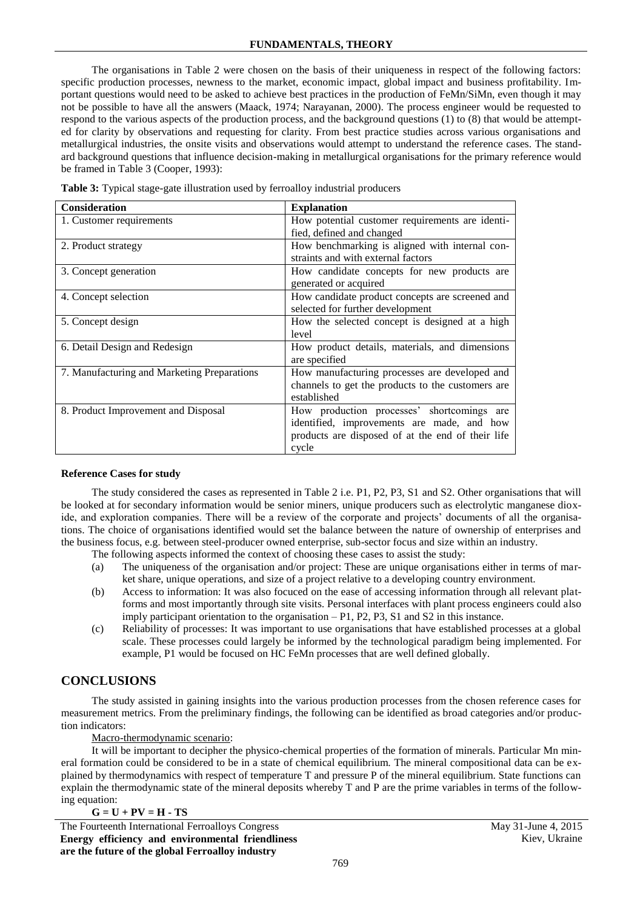The organisations in Table 2 were chosen on the basis of their uniqueness in respect of the following factors: specific production processes, newness to the market, economic impact, global impact and business profitability. Important questions would need to be asked to achieve best practices in the production of FeMn/SiMn, even though it may not be possible to have all the answers (Maack, 1974; Narayanan, 2000). The process engineer would be requested to respond to the various aspects of the production process, and the background questions (1) to (8) that would be attempted for clarity by observations and requesting for clarity. From best practice studies across various organisations and metallurgical industries, the onsite visits and observations would attempt to understand the reference cases. The standard background questions that influence decision-making in metallurgical organisations for the primary reference would be framed in Table 3 (Cooper, 1993):

**Table 3:** Typical stage-gate illustration used by ferroalloy industrial producers

| Consideration | Explanation |
|---|---|
| 1. Customer requirements | How potential customer requirements are identified, defined and changed |
| 2. Product strategy | How benchmarking is aligned with internal constraints and with external factors |
| 3. Concept generation | How candidate concepts for new products are generated or acquired |
| 4. Concept selection | How candidate product concepts are screened and selected for further development |
| 5. Concept design | How the selected concept is designed at a high level |
| 6. Detail Design and Redesign | How product details, materials, and dimensions are specified |
| 7. Manufacturing and Marketing Preparations | How manufacturing processes are developed and channels to get the products to the customers are established |
| 8. Product Improvement and Disposal | How production processes' shortcomings are identified, improvements are made, and how products are disposed of at the end of their life cycle |

**Reference Cases for study**

The study considered the cases as represented in Table 2 i.e. P1, P2, P3, S1 and S2. Other organisations that will be looked at for secondary information would be senior miners, unique producers such as electrolytic manganese dioxide, and exploration companies. There will be a review of the corporate and projects' documents of all the organisations. The choice of organisations identified would set the balance between the nature of ownership of enterprises and the business focus, e.g. between steel-producer owned enterprise, sub-sector focus and size within an industry.

The following aspects informed the context of choosing these cases to assist the study:

(a) The uniqueness of the organisation and/or project: These are unique organisations either in terms of market share, unique operations, and size of a project relative to a developing country environment.

(b) Access to information: It was also focuced on the ease of accessing information through all relevant platforms and most importantly through site visits. Personal interfaces with plant process engineers could also imply participant orientation to the organisation – P1, P2, P3, S1 and S2 in this instance.

(c) Reliability of processes: It was important to use organisations that have established processes at a global scale. These processes could largely be informed by the technological paradigm being implemented. For example, P1 would be focused on HC FeMn processes that are well defined globally.

# CONCLUSIONS

The study assisted in gaining insights into the various production processes from the chosen reference cases for measurement metrics. From the preliminary findings, the following can be identified as broad categories and/or production indicators:

Macro-thermodynamic scenario:

It will be important to decipher the physico-chemical properties of the formation of minerals. Particular Mn mineral formation could be considered to be in a state of chemical equilibrium. The mineral compositional data can be explained by thermodynamics with respect of temperature T and pressure P of the mineral equilibrium. State functions can explain the thermodynamic state of the mineral deposits whereby T and P are the prime variables in terms of the following equation:

$$\mathbf{G = U + PV = H - TS}$$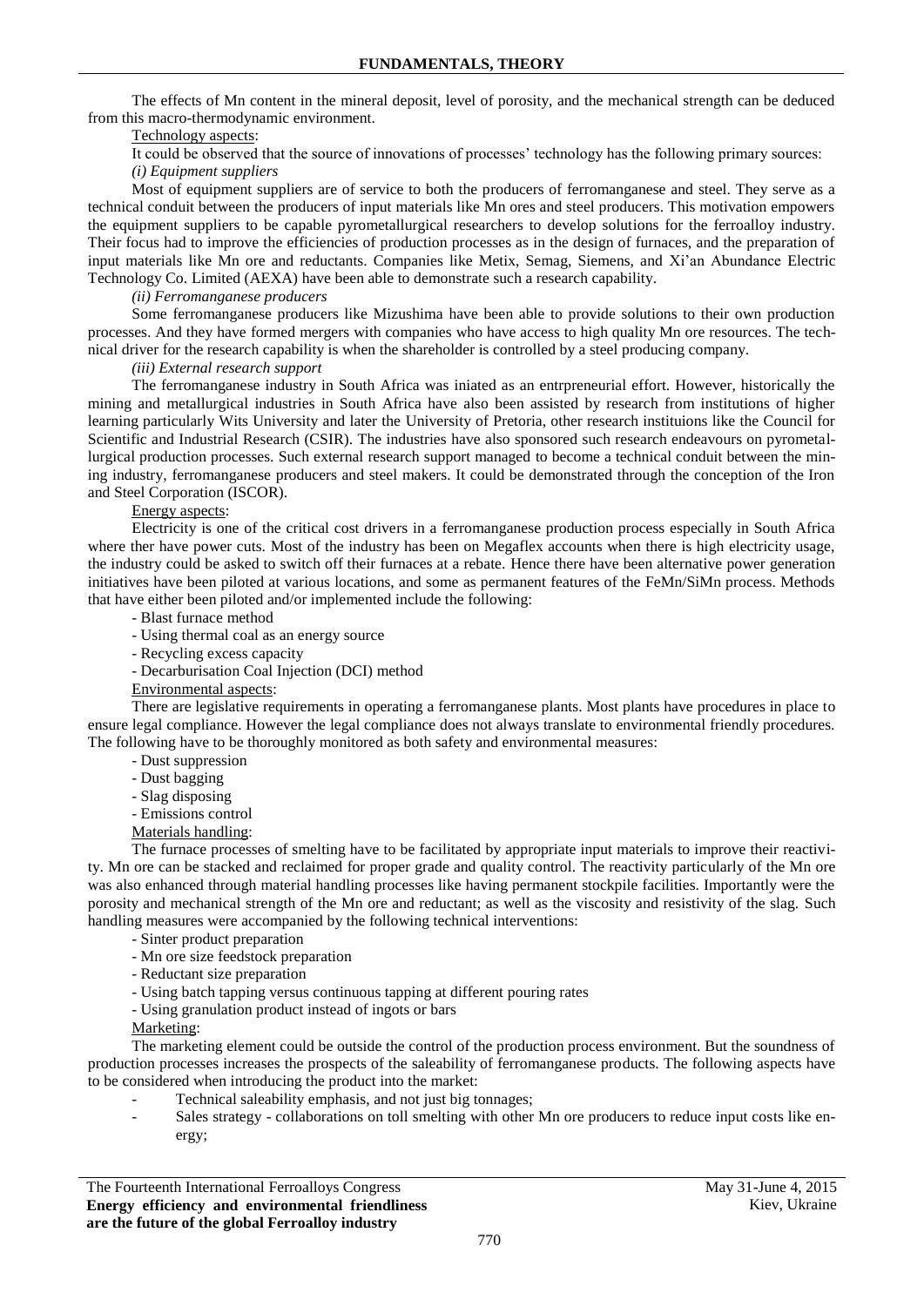The effects of Mn content in the mineral deposit, level of porosity, and the mechanical strength can be deduced from this macro-thermodynamic environment.

Technology aspects:

It could be observed that the source of innovations of processes' technology has the following primary sources:

*(i) Equipment suppliers*

Most of equipment suppliers are of service to both the producers of ferromanganese and steel. They serve as a technical conduit between the producers of input materials like Mn ores and steel producers. This motivation empowers the equipment suppliers to be capable pyrometallurgical researchers to develop solutions for the ferroalloy industry. Their focus had to improve the efficiencies of production processes as in the design of furnaces, and the preparation of input materials like Mn ore and reductants. Companies like Metix, Semag, Siemens, and Xi'an Abundance Electric Technology Co. Limited (AEXA) have been able to demonstrate such a research capability.

*(ii) Ferromanganese producers*

Some ferromanganese producers like Mizushima have been able to provide solutions to their own production processes. And they have formed mergers with companies who have access to high quality Mn ore resources. The technical driver for the research capability is when the shareholder is controlled by a steel producing company.

*(iii) External research support*

The ferromanganese industry in South Africa was iniated as an entrpreneurial effort. However, historically the mining and metallurgical industries in South Africa have also been assisted by research from institutions of higher learning particularly Wits University and later the University of Pretoria, other research instituions like the Council for Scientific and Industrial Research (CSIR). The industries have also sponsored such research endeavours on pyrometallurgical production processes. Such external research support managed to become a technical conduit between the mining industry, ferromanganese producers and steel makers. It could be demonstrated through the conception of the Iron and Steel Corporation (ISCOR).

Energy aspects:

Electricity is one of the critical cost drivers in a ferromanganese production process especially in South Africa where ther have power cuts. Most of the industry has been on Megaflex accounts when there is high electricity usage, the industry could be asked to switch off their furnaces at a rebate. Hence there have been alternative power generation initiatives have been piloted at various locations, and some as permanent features of the FeMn/SiMn process. Methods that have either been piloted and/or implemented include the following:

- Blast furnace method
- Using thermal coal as an energy source
- Recycling excess capacity
- Decarburisation Coal Injection (DCI) method

Environmental aspects:

There are legislative requirements in operating a ferromanganese plants. Most plants have procedures in place to ensure legal compliance. However the legal compliance does not always translate to environmental friendly procedures. The following have to be thoroughly monitored as both safety and environmental measures:

- Dust suppression
- Dust bagging
- Slag disposing
- Emissions control

Materials handling:

The furnace processes of smelting have to be facilitated by appropriate input materials to improve their reactivity. Mn ore can be stacked and reclaimed for proper grade and quality control. The reactivity particularly of the Mn ore was also enhanced through material handling processes like having permanent stockpile facilities. Importantly were the porosity and mechanical strength of the Mn ore and reductant; as well as the viscosity and resistivity of the slag. Such handling measures were accompanied by the following technical interventions:

- Sinter product preparation
- Mn ore size feedstock preparation
- Reductant size preparation
- Using batch tapping versus continuous tapping at different pouring rates
- Using granulation product instead of ingots or bars

Marketing:

The marketing element could be outside the control of the production process environment. But the soundness of production processes increases the prospects of the saleability of ferromanganese products. The following aspects have to be considered when introducing the product into the market:

- Technical saleability emphasis, and not just big tonnages;
- Sales strategy - collaborations on toll smelting with other Mn ore producers to reduce input costs like energy;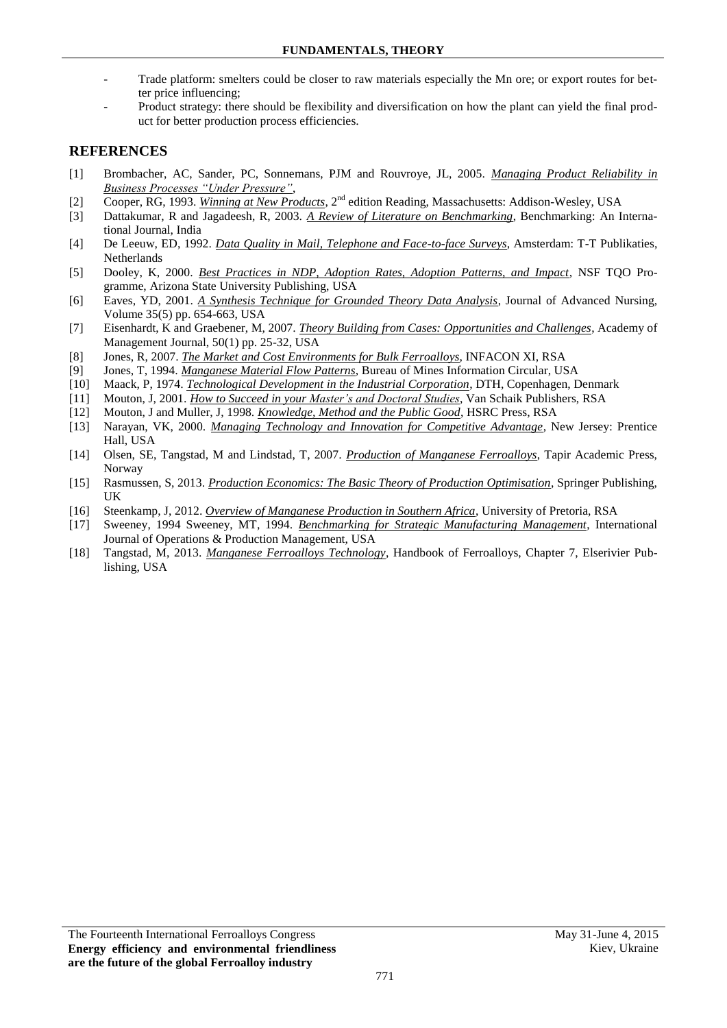- Trade platform: smelters could be closer to raw materials especially the Mn ore; or export routes for better price influencing;
- Product strategy: there should be flexibility and diversification on how the plant can yield the final product for better production process efficiencies.

## REFERENCES

[1] Brombacher, AC, Sander, PC, Sonnemans, PJM and Rouvroye, JL, 2005. *Managing Product Reliability in Business Processes "Under Pressure"*,

[2] Cooper, RG, 1993. *Winning at New Products*, 2nd edition Reading, Massachusetts: Addison-Wesley, USA

[3] Dattakumar, R and Jagadeesh, R, 2003. *A Review of Literature on Benchmarking*, Benchmarking: An International Journal, India

[4] De Leeuw, ED, 1992. *Data Quality in Mail, Telephone and Face-to-face Surveys*, Amsterdam: T-T Publikaties, Netherlands

[5] Dooley, K, 2000. *Best Practices in NDP, Adoption Rates, Adoption Patterns, and Impact*, NSF TQO Programme, Arizona State University Publishing, USA

[6] Eaves, YD, 2001. *A Synthesis Technique for Grounded Theory Data Analysis*, Journal of Advanced Nursing, Volume 35(5) pp. 654-663, USA

[7] Eisenhardt, K and Graebener, M, 2007. *Theory Building from Cases: Opportunities and Challenges*, Academy of Management Journal, 50(1) pp. 25-32, USA

[8] Jones, R, 2007. *The Market and Cost Environments for Bulk Ferroalloys*, INFACON XI, RSA

[9] Jones, T, 1994. *Manganese Material Flow Patterns*, Bureau of Mines Information Circular, USA

[10] Maack, P, 1974. *Technological Development in the Industrial Corporation*, DTH, Copenhagen, Denmark

[11] Mouton, J, 2001. *How to Succeed in your Master's and Doctoral Studies*, Van Schaik Publishers, RSA

[12] Mouton, J and Muller, J, 1998. *Knowledge, Method and the Public Good*, HSRC Press, RSA

[13] Narayan, VK, 2000. *Managing Technology and Innovation for Competitive Advantage*, New Jersey: Prentice Hall, USA

[14] Olsen, SE, Tangstad, M and Lindstad, T, 2007. *Production of Manganese Ferroalloys*, Tapir Academic Press, Norway

[15] Rasmussen, S, 2013. *Production Economics: The Basic Theory of Production Optimisation*, Springer Publishing, UK

[16] Steenkamp, J, 2012. *Overview of Manganese Production in Southern Africa*, University of Pretoria, RSA

[17] Sweeney, 1994 Sweeney, MT, 1994. *Benchmarking for Strategic Manufacturing Management*, International Journal of Operations & Production Management, USA

[18] Tangstad, M, 2013. *Manganese Ferroalloys Technology*, Handbook of Ferroalloys, Chapter 7, Elserivier Publishing, USA